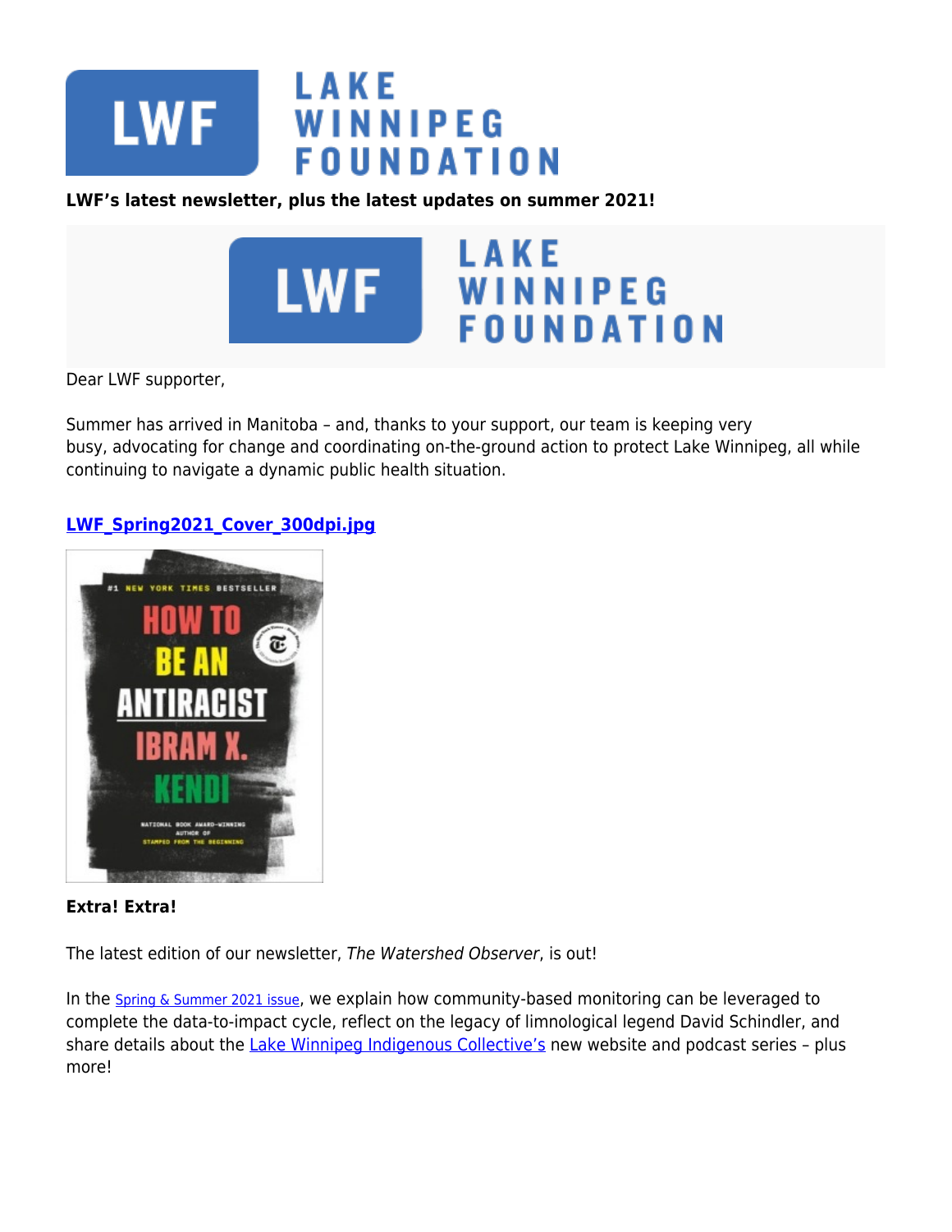# LAKE WINNIPEG FOUNDATION

**LWF's latest newsletter, plus the latest updates on summer 2021!**

Dear LWF supporter,

Summer has arrived in Manitoba – and, thanks to your support, our team is keeping very busy, advocating for change and coordinating on-the-ground action to protect Lake Winnipeg, all while continuing to navigate a dynamic public health situation.

**LWF_Spring2021_Cover_300dpi.jpg**

**Extra! Extra!**

The latest edition of our newsletter, *The Watershed Observer*, is out!

In the Spring & Summer 2021 issue, we explain how community-based monitoring can be leveraged to complete the data-to-impact cycle, reflect on the legacy of limnological legend David Schindler, and share details about the Lake Winnipeg Indigenous Collective's new website and podcast series – plus more!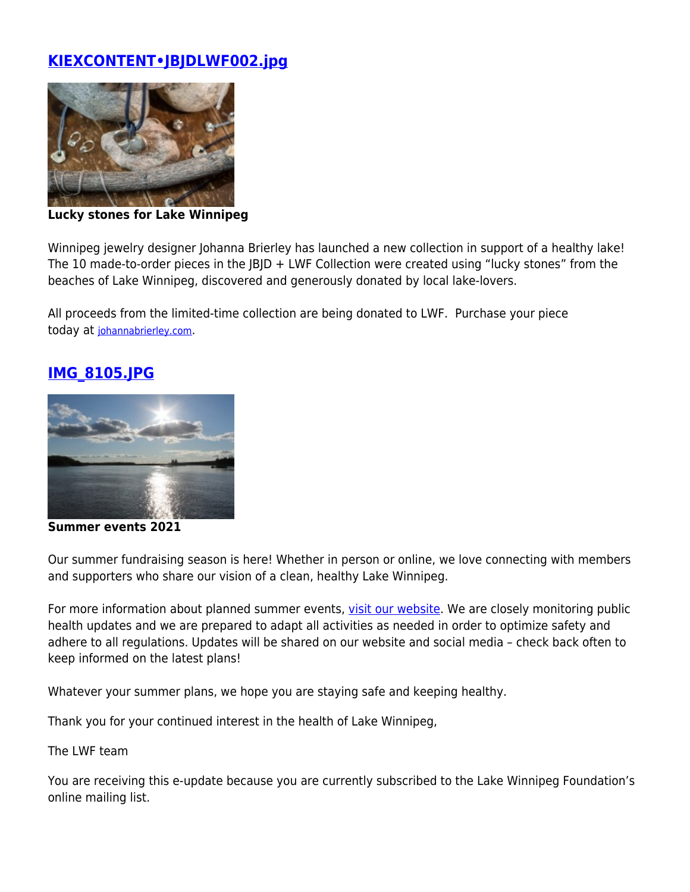## KIEXCONTENT•JBJDLWF002.jpg

**Lucky stones for Lake Winnipeg**

Winnipeg jewelry designer Johanna Brierley has launched a new collection in support of a healthy lake! The 10 made-to-order pieces in the JBJD + LWF Collection were created using "lucky stones" from the beaches of Lake Winnipeg, discovered and generously donated by local lake-lovers.

All proceeds from the limited-time collection are being donated to LWF. Purchase your piece today at johannabrierley.com.

## IMG_8105.JPG

**Summer events 2021**

Our summer fundraising season is here! Whether in person or online, we love connecting with members and supporters who share our vision of a clean, healthy Lake Winnipeg.

For more information about planned summer events, visit our website. We are closely monitoring public health updates and we are prepared to adapt all activities as needed in order to optimize safety and adhere to all regulations. Updates will be shared on our website and social media – check back often to keep informed on the latest plans!

Whatever your summer plans, we hope you are staying safe and keeping healthy.

Thank you for your continued interest in the health of Lake Winnipeg,

The LWF team

You are receiving this e-update because you are currently subscribed to the Lake Winnipeg Foundation's online mailing list.